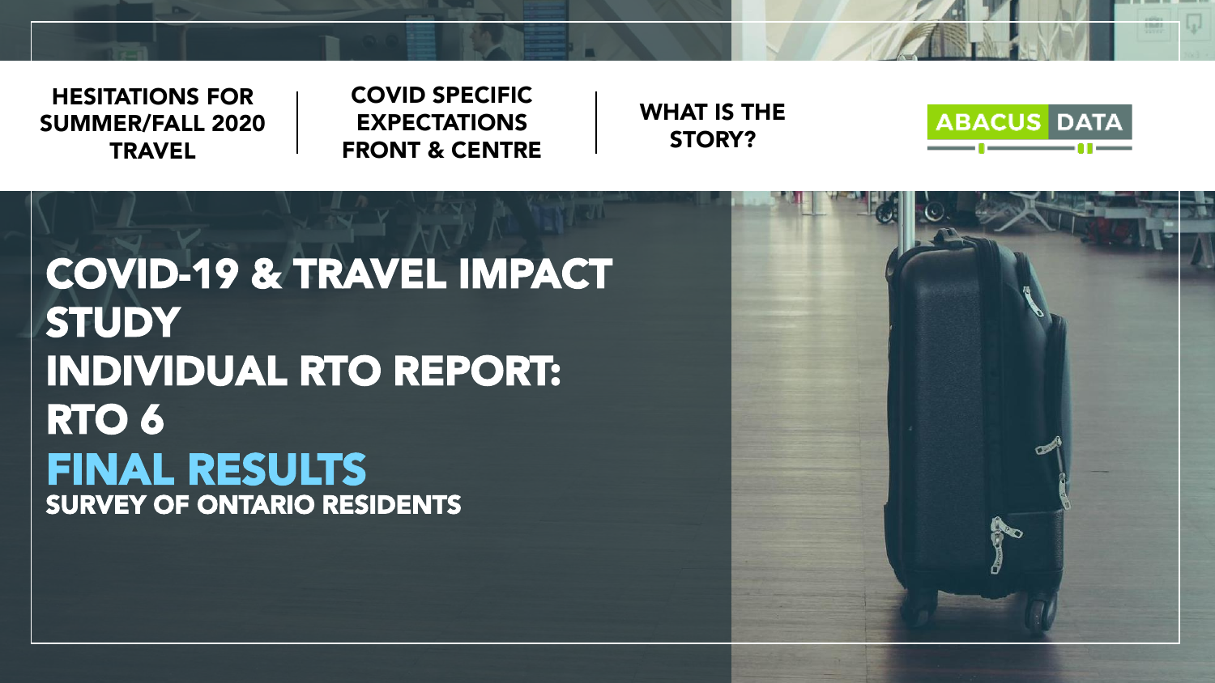HESITATIONS FOR SUMMER/FALL 2020 TRAVEL

COVID SPECIFIC EXPECTATIONS FRONT & CENTRE

WHAT IS THE STORY?

ABACUS DATA

# COVID-19 & TRAVEL IMPACT STUDY
# INDIVIDUAL RTO REPORT: RTO 6

## FINAL RESULTS

### SURVEY OF ONTARIO RESIDENTS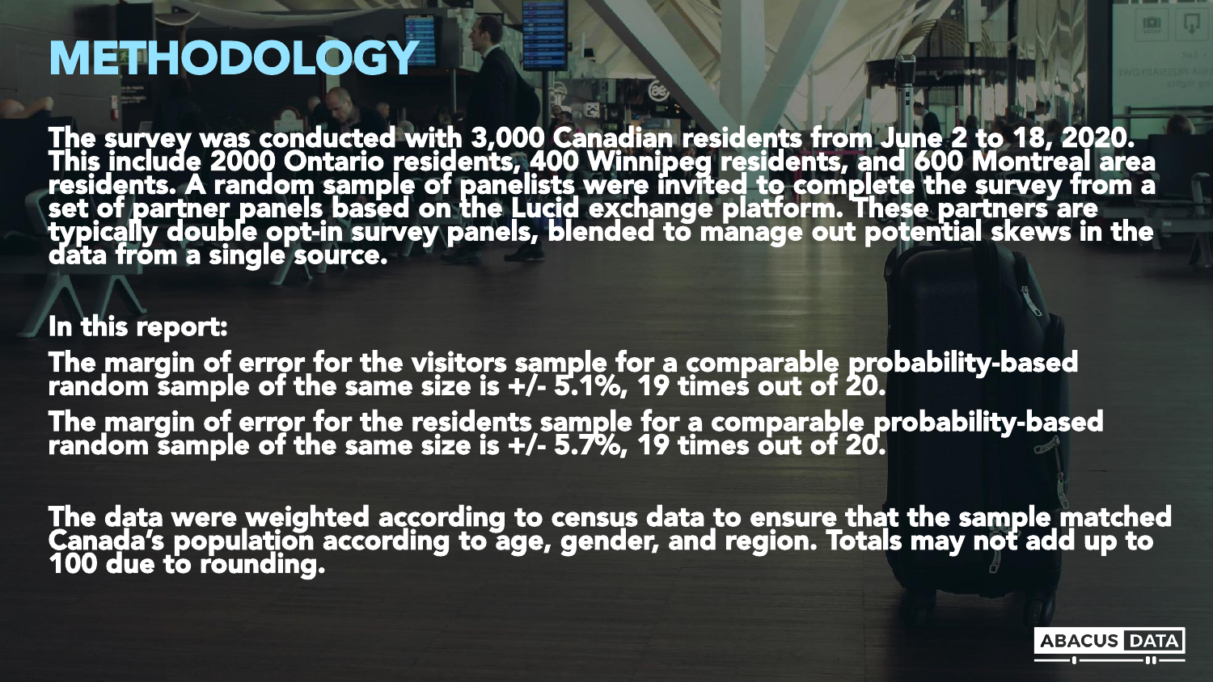# METHODOLOGY

The survey was conducted with 3,000 Canadian residents from June 2 to 18, 2020. This include 2000 Ontario residents, 400 Winnipeg residents, and 600 Montreal area residents. A random sample of panelists were invited to complete the survey from a set of partner panels based on the Lucid exchange platform. These partners are typically double opt-in survey panels, blended to manage out potential skews in the data from a single source.

In this report:

The margin of error for the visitors sample for a comparable probability-based random sample of the same size is +/- 5.1%, 19 times out of 20.

The margin of error for the residents sample for a comparable probability-based random sample of the same size is +/- 5.7%, 19 times out of 20.

The data were weighted according to census data to ensure that the sample matched Canada's population according to age, gender, and region. Totals may not add up to 100 due to rounding.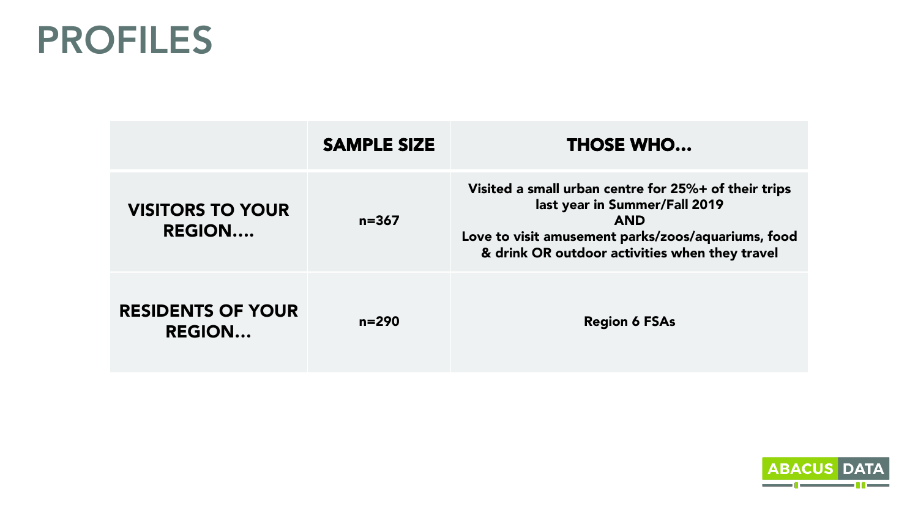# PROFILES

| | SAMPLE SIZE | THOSE WHO... |
|---|---|---|
| **VISITORS TO YOUR REGION….** | n=367 | Visited a small urban centre for 25%+ of their trips last year in Summer/Fall 2019 AND Love to visit amusement parks/zoos/aquariums, food & drink OR outdoor activities when they travel |
| **RESIDENTS OF YOUR REGION…** | n=290 | Region 6 FSAs |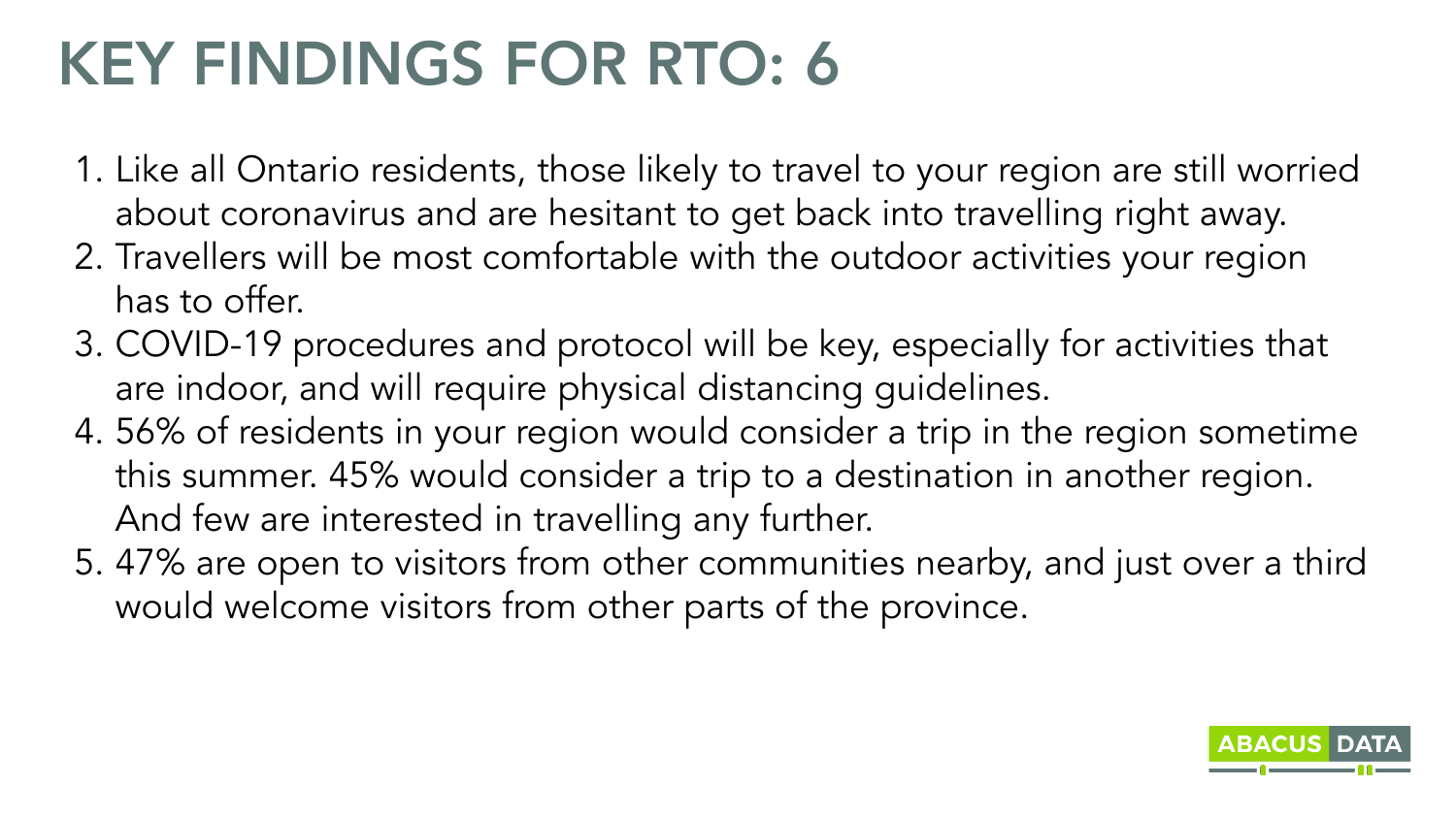# KEY FINDINGS FOR RTO: 6

1. Like all Ontario residents, those likely to travel to your region are still worried about coronavirus and are hesitant to get back into travelling right away.
2. Travellers will be most comfortable with the outdoor activities your region has to offer.
3. COVID-19 procedures and protocol will be key, especially for activities that are indoor, and will require physical distancing guidelines.
4. 56% of residents in your region would consider a trip in the region sometime this summer. 45% would consider a trip to a destination in another region. And few are interested in travelling any further.
5. 47% are open to visitors from other communities nearby, and just over a third would welcome visitors from other parts of the province.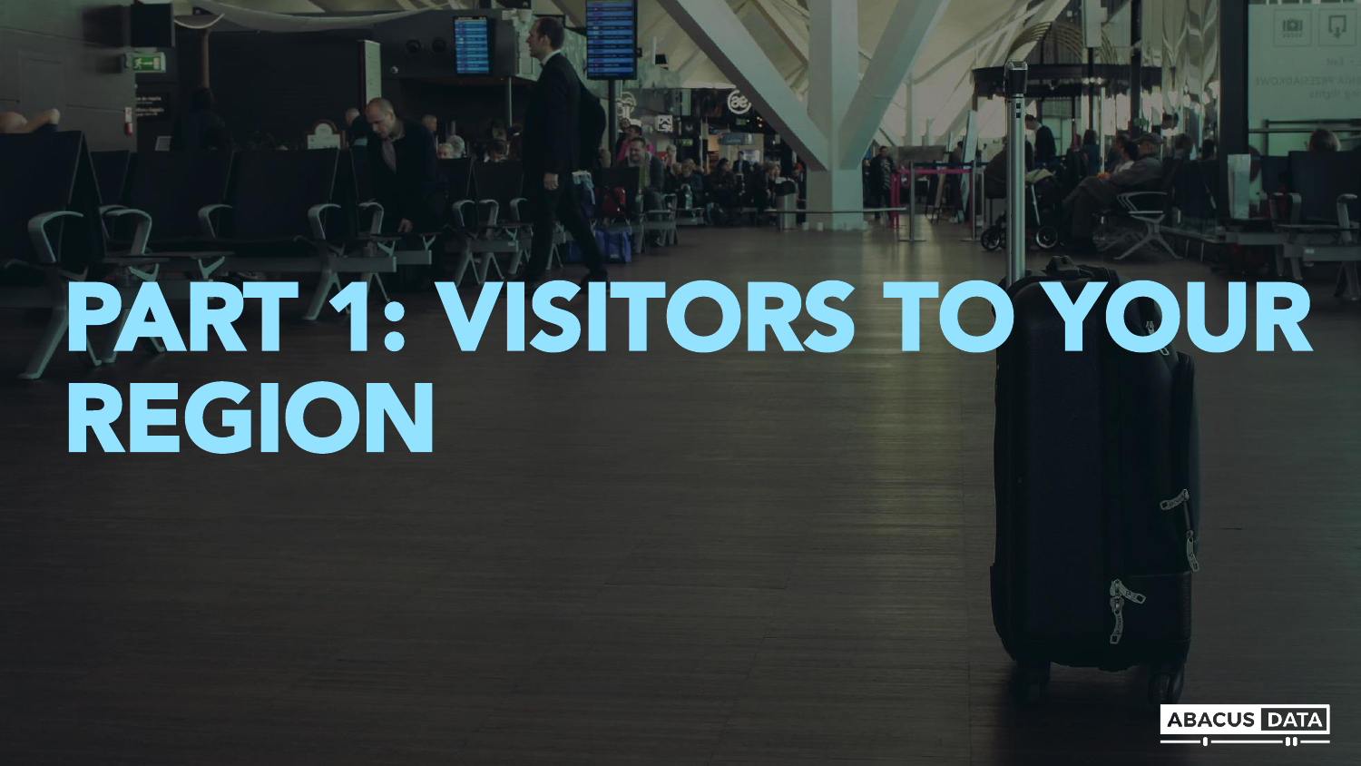# PART 1: VISITORS TO YOUR REGION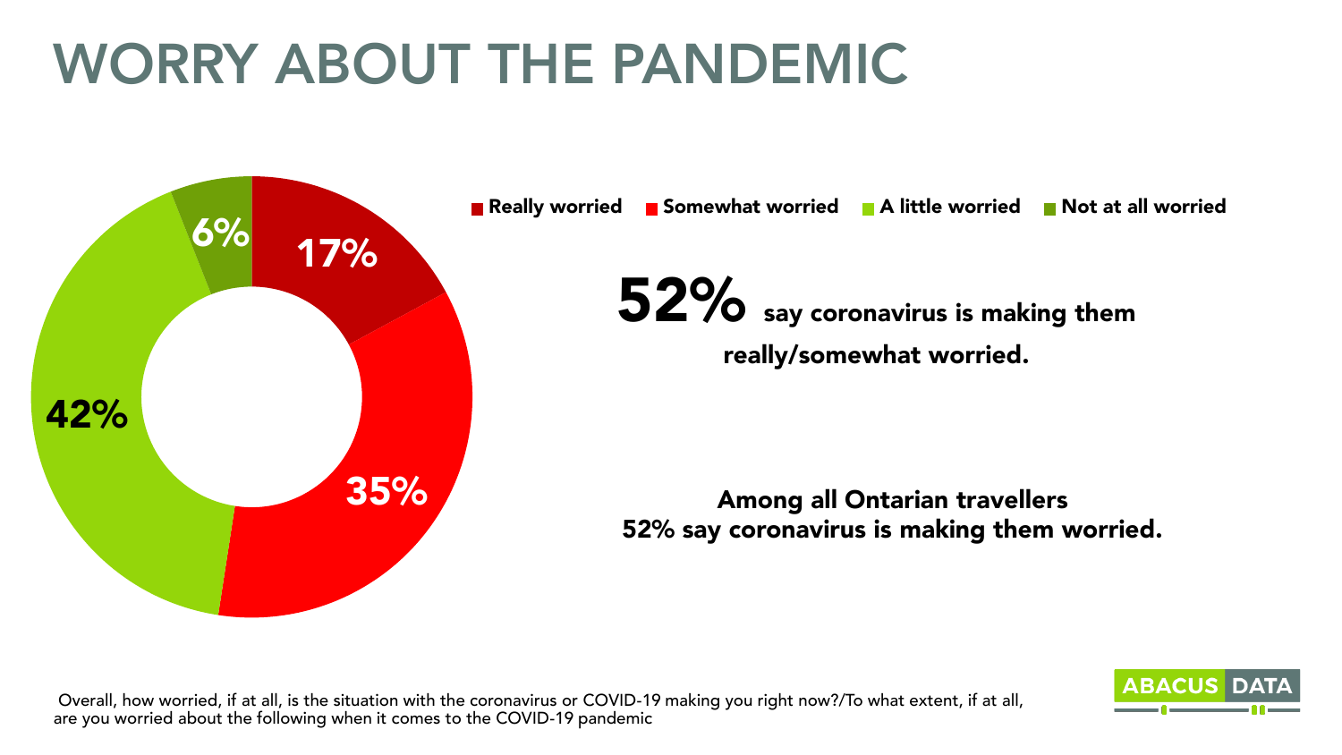# WORRY ABOUT THE PANDEMIC

**Really worried** **Somewhat worried** **A little worried** **Not at all worried**

| Response | % |
| --- | --- |
| Really worried | 17% |
| Somewhat worried | 35% |
| A little worried | 42% |
| Not at all worried | 6% |

**52%** **say coronavirus is making them really/somewhat worried.**

**Among all Ontarian travellers 52% say coronavirus is making them worried.**

Overall, how worried, if at all, is the situation with the coronavirus or COVID-19 making you right now?/To what extent, if at all, are you worried about the following when it comes to the COVID-19 pandemic

ABACUS DATA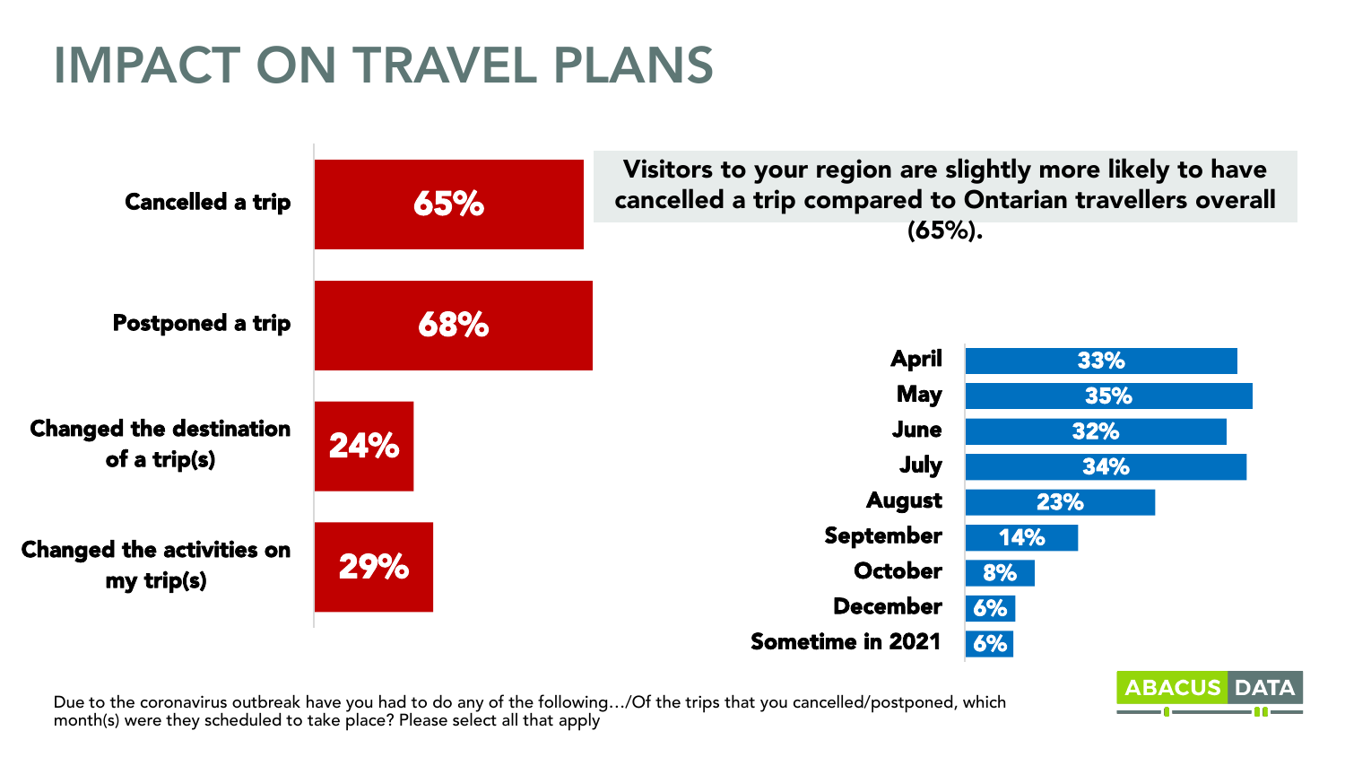# IMPACT ON TRAVEL PLANS

| Action | % |
| --- | --- |
| Cancelled a trip | 65% |
| Postponed a trip | 68% |
| Changed the destination of a trip(s) | 24% |
| Changed the activities on my trip(s) | 29% |

**Visitors to your region are slightly more likely to have cancelled a trip compared to Ontarian travellers overall (65%).**

| Month | % |
| --- | --- |
| April | 33% |
| May | 35% |
| June | 32% |
| July | 34% |
| August | 23% |
| September | 14% |
| October | 8% |
| December | 6% |
| Sometime in 2021 | 6% |

Due to the coronavirus outbreak have you had to do any of the following…/Of the trips that you cancelled/postponed, which month(s) were they scheduled to take place? Please select all that apply

ABACUS DATA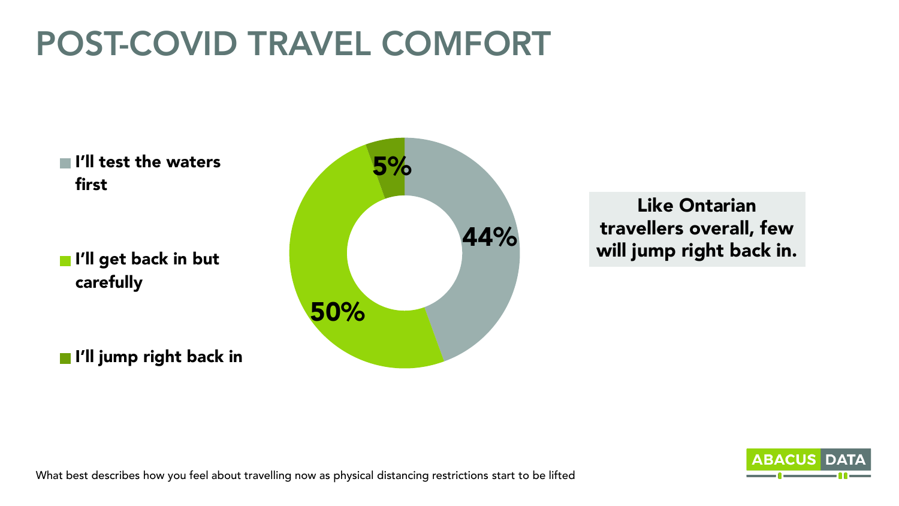# POST-COVID TRAVEL COMFORT

- I'll test the waters first
- I'll get back in but carefully
- I'll jump right back in

| Response | % |
| --- | --- |
| I'll test the waters first | 44% |
| I'll get back in but carefully | 50% |
| I'll jump right back in | 5% |

**Like Ontarian travellers overall, few will jump right back in.**

What best describes how you feel about travelling now as physical distancing restrictions start to be lifted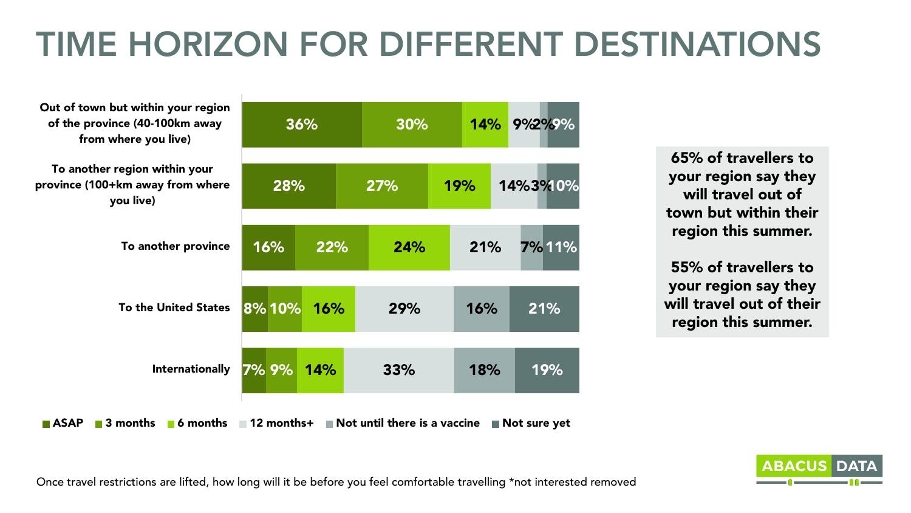# TIME HORIZON FOR DIFFERENT DESTINATIONS

| | ASAP | 3 months | 6 months | 12 months+ | Not until there is a vaccine | Not sure yet |
|---|---|---|---|---|---|---|
| Out of town but within your region of the province (40-100km away from where you live) | 36% | 30% | 14% | 9% | 2% | 9% |
| To another region within your province (100+km away from where you live) | 28% | 27% | 19% | 14% | 3% | 10% |
| To another province | 16% | 22% | 24% | 21% | 7% | 11% |
| To the United States | 8% | 10% | 16% | 29% | 16% | 21% |
| Internationally | 7% | 9% | 14% | 33% | 18% | 19% |

**65% of travellers to your region say they will travel out of town but within their region this summer.**

**55% of travellers to your region say they will travel out of their region this summer.**

Once travel restrictions are lifted, how long will it be before you feel comfortable travelling *not interested removed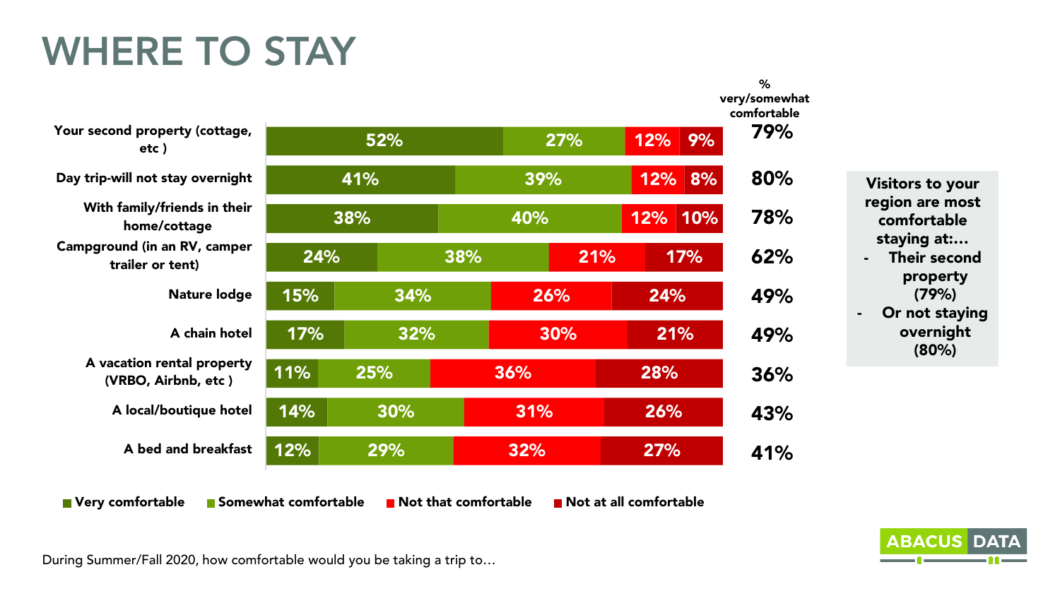# WHERE TO STAY

| | Very comfortable | Somewhat comfortable | Not that comfortable | Not at all comfortable | % very/somewhat comfortable |
|---|---|---|---|---|---|
| Your second property (cottage, etc ) | 52% | 27% | 12% | 9% | 79% |
| Day trip-will not stay overnight | 41% | 39% | 12% | 8% | 80% |
| With family/friends in their home/cottage | 38% | 40% | 12% | 10% | 78% |
| Campground (in an RV, camper trailer or tent) | 24% | 38% | 21% | 17% | 62% |
| Nature lodge | 15% | 34% | 26% | 24% | 49% |
| A chain hotel | 17% | 32% | 30% | 21% | 49% |
| A vacation rental property (VRBO, Airbnb, etc ) | 11% | 25% | 36% | 28% | 36% |
| A local/boutique hotel | 14% | 30% | 31% | 26% | 43% |
| A bed and breakfast | 12% | 29% | 32% | 27% | 41% |

Visitors to your region are most comfortable staying at:…
- Their second property (79%)
- Or not staying overnight (80%)

During Summer/Fall 2020, how comfortable would you be taking a trip to…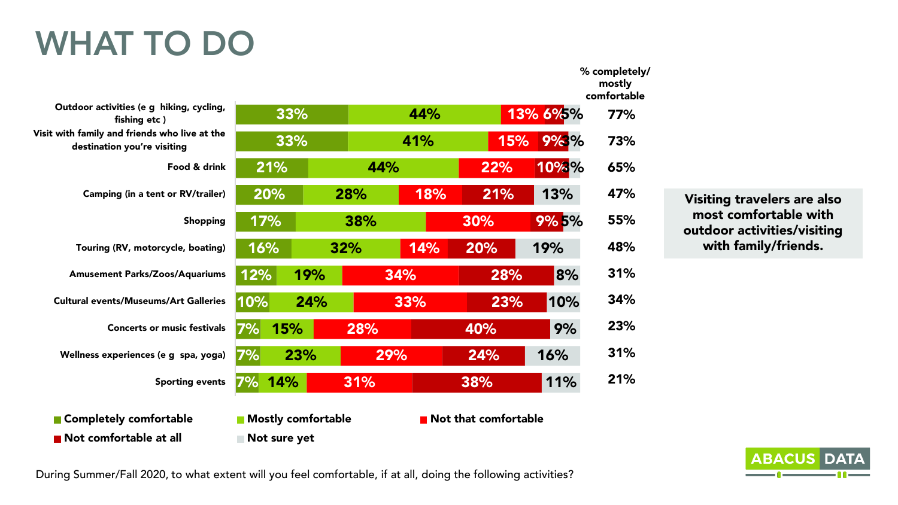# WHAT TO DO

| Activity | Completely comfortable | Mostly comfortable | Not that comfortable | Not comfortable at all | Not sure yet | % completely/ mostly comfortable |
|---|---|---|---|---|---|---|
| Outdoor activities (e g hiking, cycling, fishing etc ) | 33% | 44% | 13% | 6% | 5% | 77% |
| Visit with family and friends who live at the destination you're visiting | 33% | 41% | 15% | 9% | 3% | 73% |
| Food & drink | 21% | 44% | 22% | 10% | 3% | 65% |
| Camping (in a tent or RV/trailer) | 20% | 28% | 18% | 21% | 13% | 47% |
| Shopping | 17% | 38% | 30% | 9% | 5% | 55% |
| Touring (RV, motorcycle, boating) | 16% | 32% | 14% | 20% | 19% | 48% |
| Amusement Parks/Zoos/Aquariums | 12% | 19% | 34% | 28% | 8% | 31% |
| Cultural events/Museums/Art Galleries | 10% | 24% | 33% | 23% | 10% | 34% |
| Concerts or music festivals | 7% | 15% | 28% | 40% | 9% | 23% |
| Wellness experiences (e g spa, yoga) | 7% | 23% | 29% | 24% | 16% | 31% |
| Sporting events | 7% | 14% | 31% | 38% | 11% | 21% |

**Visiting travelers are also most comfortable with outdoor activities/visiting with family/friends.**

During Summer/Fall 2020, to what extent will you feel comfortable, if at all, doing the following activities?

ABACUS DATA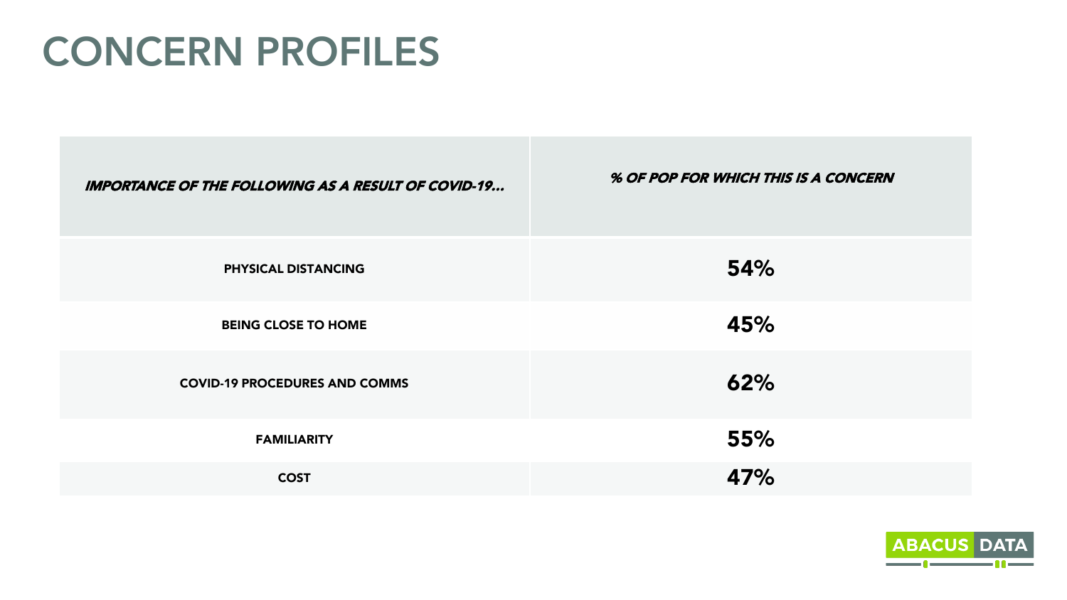# CONCERN PROFILES

| ***IMPORTANCE OF THE FOLLOWING AS A RESULT OF COVID-19…*** | ***% OF POP FOR WHICH THIS IS A CONCERN*** |
|---|---|
| **PHYSICAL DISTANCING** | **54%** |
| **BEING CLOSE TO HOME** | **45%** |
| **COVID-19 PROCEDURES AND COMMS** | **62%** |
| **FAMILIARITY** | **55%** |
| **COST** | **47%** |

ABACUS DATA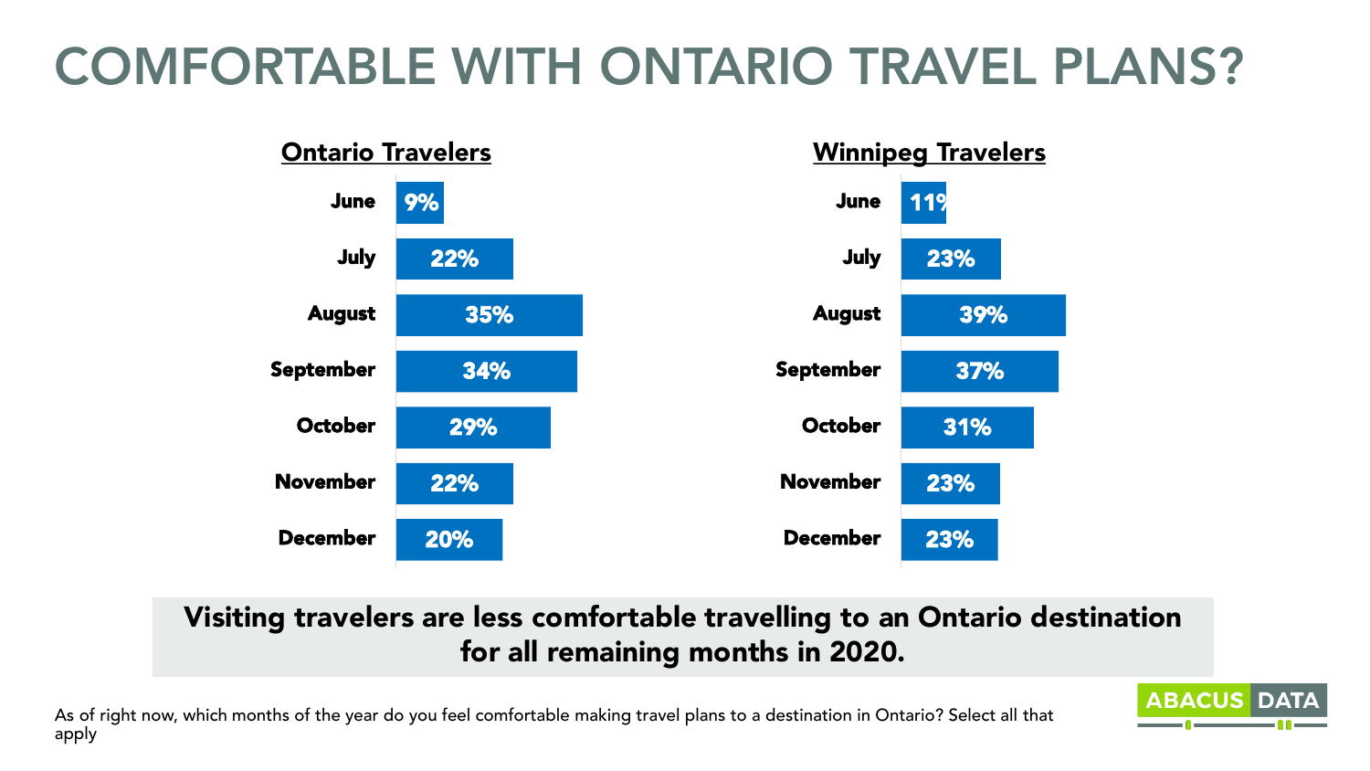# COMFORTABLE WITH ONTARIO TRAVEL PLANS?

| Month | Ontario Travelers | Winnipeg Travelers |
| --- | --- | --- |
| June | 9% | 11% |
| July | 22% | 23% |
| August | 35% | 39% |
| September | 34% | 37% |
| October | 29% | 31% |
| November | 22% | 23% |
| December | 20% | 23% |

**Visiting travelers are less comfortable travelling to an Ontario destination for all remaining months in 2020.**

As of right now, which months of the year do you feel comfortable making travel plans to a destination in Ontario? Select all that apply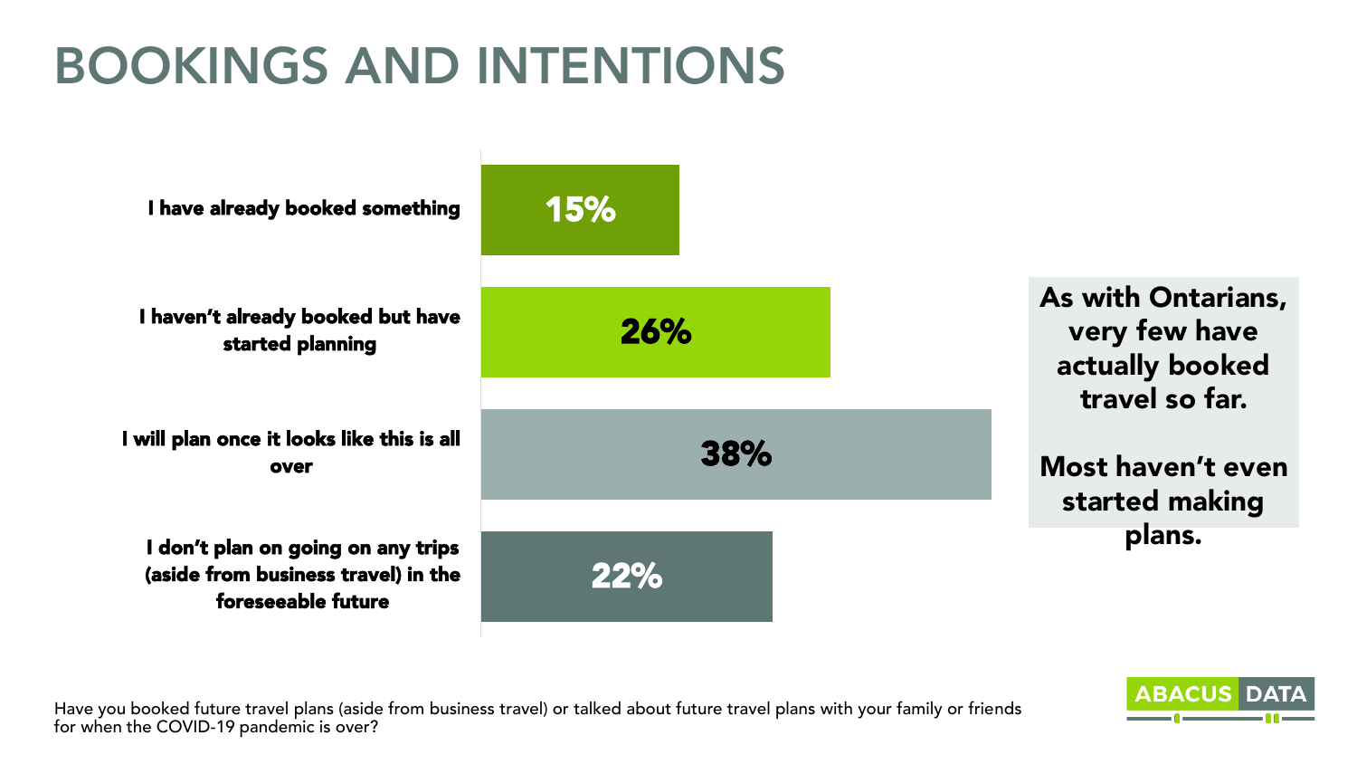# BOOKINGS AND INTENTIONS

| Response | % |
| --- | --- |
| I have already booked something | 15% |
| I haven't already booked but have started planning | 26% |
| I will plan once it looks like this is all over | 38% |
| I don't plan on going on any trips (aside from business travel) in the foreseeable future | 22% |

**As with Ontarians, very few have actually booked travel so far.**

**Most haven't even started making plans.**

Have you booked future travel plans (aside from business travel) or talked about future travel plans with your family or friends for when the COVID-19 pandemic is over?

ABACUS DATA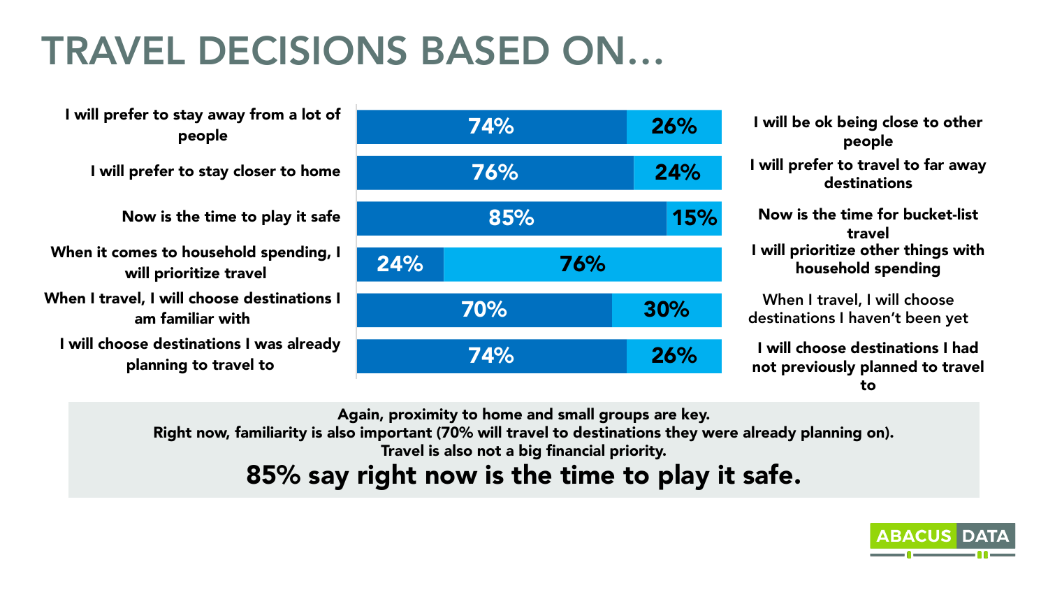# TRAVEL DECISIONS BASED ON…

| Statement A | % A | % B | Statement B |
| --- | --- | --- | --- |
| I will prefer to stay away from a lot of people | 74% | 26% | I will be ok being close to other people |
| I will prefer to stay closer to home | 76% | 24% | I will prefer to travel to far away destinations |
| Now is the time to play it safe | 85% | 15% | Now is the time for bucket-list travel |
| When it comes to household spending, I will prioritize travel | 24% | 76% | I will prioritize other things with household spending |
| When I travel, I will choose destinations I am familiar with | 70% | 30% | When I travel, I will choose destinations I haven't been yet |
| I will choose destinations I was already planning to travel to | 74% | 26% | I will choose destinations I had not previously planned to travel to |

**Again, proximity to home and small groups are key.**
**Right now, familiarity is also important (70% will travel to destinations they were already planning on).**
**Travel is also not a big financial priority.**

## 85% say right now is the time to play it safe.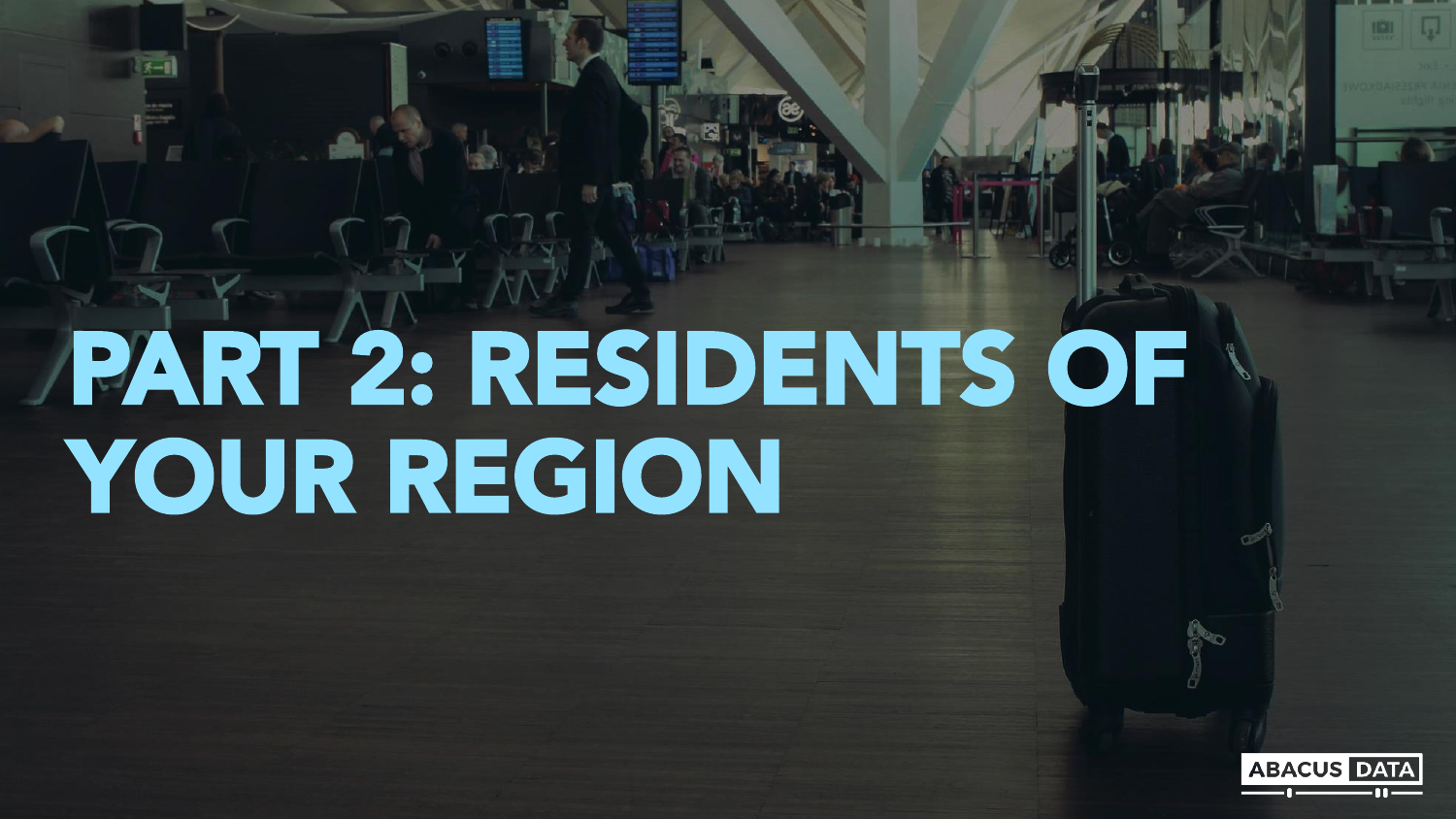# PART 2: RESIDENTS OF YOUR REGION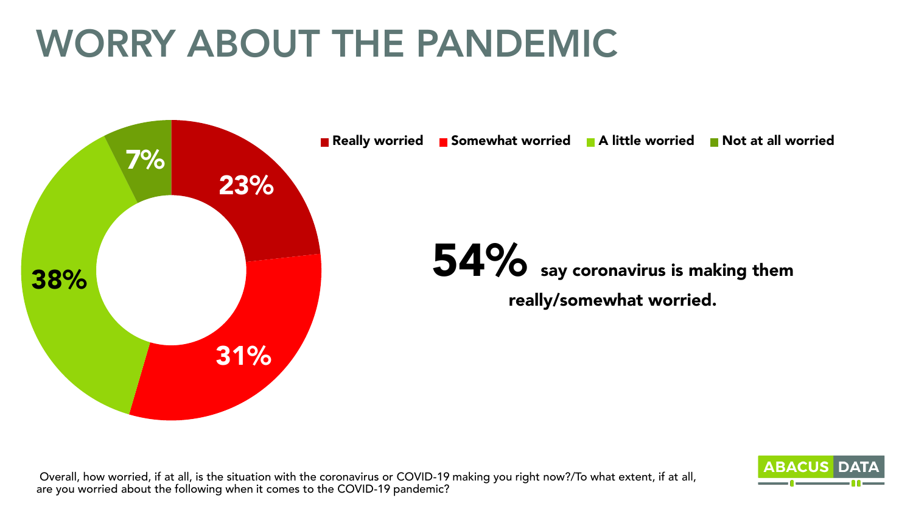# WORRY ABOUT THE PANDEMIC

Really worried | Somewhat worried | A little worried | Not at all worried

| Response | % |
| --- | --- |
| Really worried | 23% |
| Somewhat worried | 31% |
| A little worried | 38% |
| Not at all worried | 7% |

**54%** say coronavirus is making them really/somewhat worried.

Overall, how worried, if at all, is the situation with the coronavirus or COVID-19 making you right now?/To what extent, if at all, are you worried about the following when it comes to the COVID-19 pandemic?

ABACUS DATA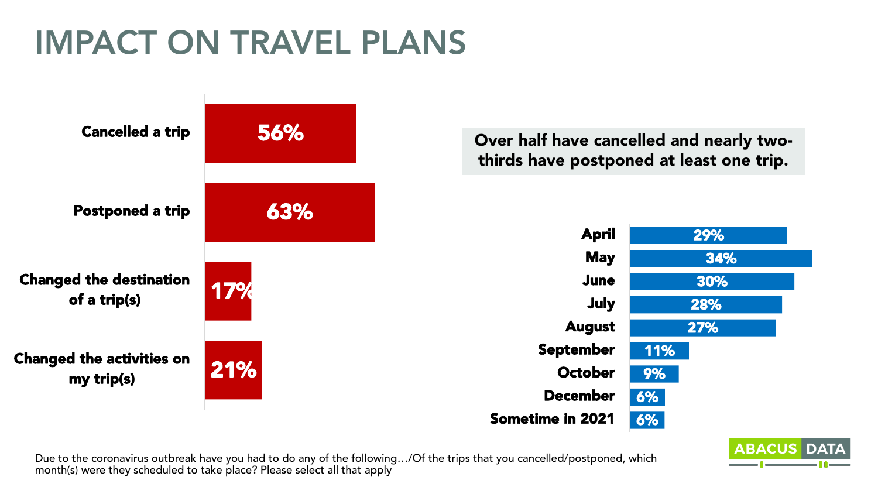# IMPACT ON TRAVEL PLANS

| Action | % |
|---|---|
| Cancelled a trip | 56% |
| Postponed a trip | 63% |
| Changed the destination of a trip(s) | 17% |
| Changed the activities on my trip(s) | 21% |

**Over half have cancelled and nearly two-thirds have postponed at least one trip.**

| Month | % |
|---|---|
| April | 29% |
| May | 34% |
| June | 30% |
| July | 28% |
| August | 27% |
| September | 11% |
| October | 9% |
| December | 6% |
| Sometime in 2021 | 6% |

Due to the coronavirus outbreak have you had to do any of the following…/Of the trips that you cancelled/postponed, which month(s) were they scheduled to take place? Please select all that apply

ABACUS DATA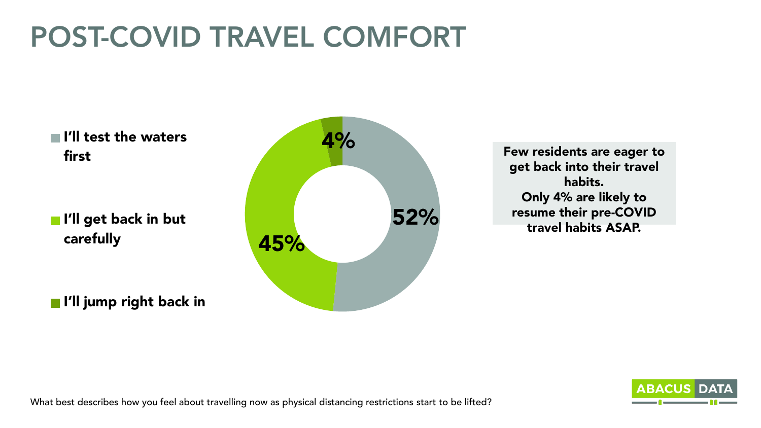# POST-COVID TRAVEL COMFORT

- **I'll test the waters first**
- **I'll get back in but carefully**
- **I'll jump right back in**

| Response | % |
| --- | --- |
| I'll test the waters first | 52% |
| I'll get back in but carefully | 45% |
| I'll jump right back in | 4% |

**Few residents are eager to get back into their travel habits.**
**Only 4% are likely to resume their pre-COVID travel habits ASAP.**

What best describes how you feel about travelling now as physical distancing restrictions start to be lifted?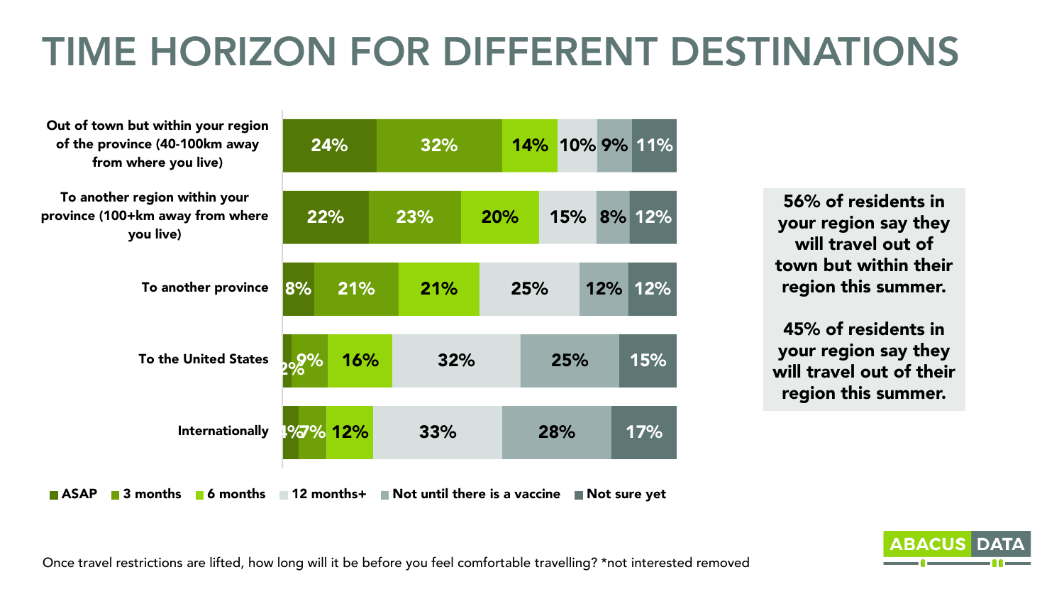# TIME HORIZON FOR DIFFERENT DESTINATIONS

| | ASAP | 3 months | 6 months | 12 months+ | Not until there is a vaccine | Not sure yet |
|---|---|---|---|---|---|---|
| Out of town but within your region of the province (40-100km away from where you live) | 24% | 32% | 14% | 10% | 9% | 11% |
| To another region within your province (100+km away from where you live) | 22% | 23% | 20% | 15% | 8% | 12% |
| To another province | 8% | 21% | 21% | 25% | 12% | 12% |
| To the United States | 2% | 9% | 16% | 32% | 25% | 15% |
| Internationally | 4% | 7% | 12% | 33% | 28% | 17% |

**56% of residents in your region say they will travel out of town but within their region this summer.**

**45% of residents in your region say they will travel out of their region this summer.**

Once travel restrictions are lifted, how long will it be before you feel comfortable travelling? *not interested removed

ABACUS DATA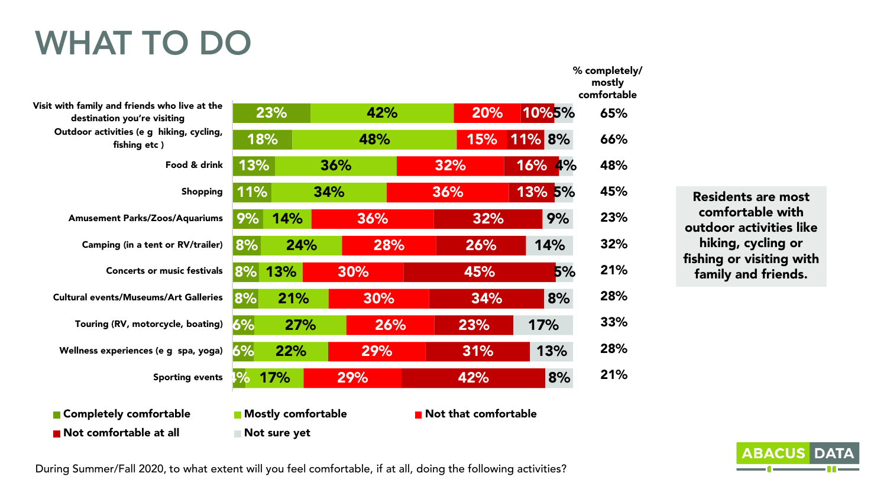# WHAT TO DO

| Activity | Completely comfortable | Mostly comfortable | Not that comfortable | Not comfortable at all | Not sure yet | % completely/ mostly comfortable |
|---|---|---|---|---|---|---|
| Visit with family and friends who live at the destination you're visiting | 23% | 42% | 20% | 10% | 5% | 65% |
| Outdoor activities (e g hiking, cycling, fishing etc ) | 18% | 48% | 15% | 11% | 8% | 66% |
| Food & drink | 13% | 36% | 32% | 16% | 4% | 48% |
| Shopping | 11% | 34% | 36% | 13% | 5% | 45% |
| Amusement Parks/Zoos/Aquariums | 9% | 14% | 36% | 32% | 9% | 23% |
| Camping (in a tent or RV/trailer) | 8% | 24% | 28% | 26% | 14% | 32% |
| Concerts or music festivals | 8% | 13% | 30% | 45% | 5% | 21% |
| Cultural events/Museums/Art Galleries | 8% | 21% | 30% | 34% | 8% | 28% |
| Touring (RV, motorcycle, boating) | 6% | 27% | 26% | 23% | 17% | 33% |
| Wellness experiences (e g spa, yoga) | 6% | 22% | 29% | 31% | 13% | 28% |
| Sporting events | 4% | 17% | 29% | 42% | 8% | 21% |

**Residents are most comfortable with outdoor activities like hiking, cycling or fishing or visiting with family and friends.**

During Summer/Fall 2020, to what extent will you feel comfortable, if at all, doing the following activities?

ABACUS DATA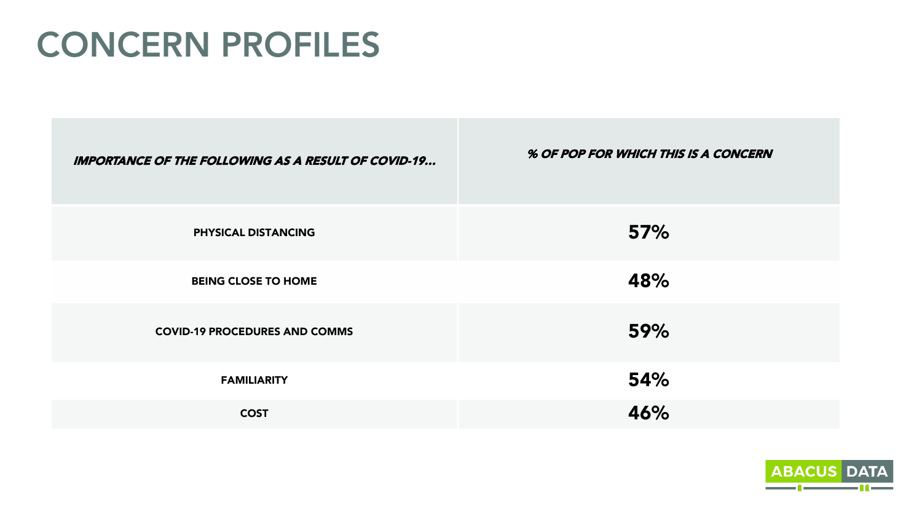# CONCERN PROFILES

| *IMPORTANCE OF THE FOLLOWING AS A RESULT OF COVID-19...* | *% OF POP FOR WHICH THIS IS A CONCERN* |
|---|---|
| PHYSICAL DISTANCING | 57% |
| BEING CLOSE TO HOME | 48% |
| COVID-19 PROCEDURES AND COMMS | 59% |
| FAMILIARITY | 54% |
| COST | 46% |

ABACUS DATA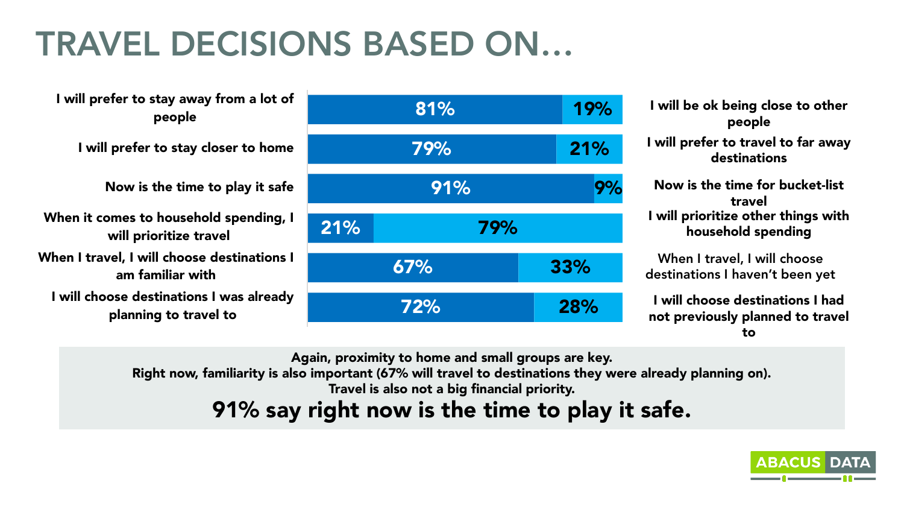# TRAVEL DECISIONS BASED ON…

| Statement | % | % | Statement |
|---|---|---|---|
| I will prefer to stay away from a lot of people | 81% | 19% | I will be ok being close to other people |
| I will prefer to stay closer to home | 79% | 21% | I will prefer to travel to far away destinations |
| Now is the time to play it safe | 91% | 9% | Now is the time for bucket-list travel |
| When it comes to household spending, I will prioritize travel | 21% | 79% | I will prioritize other things with household spending |
| When I travel, I will choose destinations I am familiar with | 67% | 33% | When I travel, I will choose destinations I haven't been yet |
| I will choose destinations I was already planning to travel to | 72% | 28% | I will choose destinations I had not previously planned to travel to |

Again, proximity to home and small groups are key.
Right now, familiarity is also important (67% will travel to destinations they were already planning on).
Travel is also not a big financial priority.

**91% say right now is the time to play it safe.**

ABACUS DATA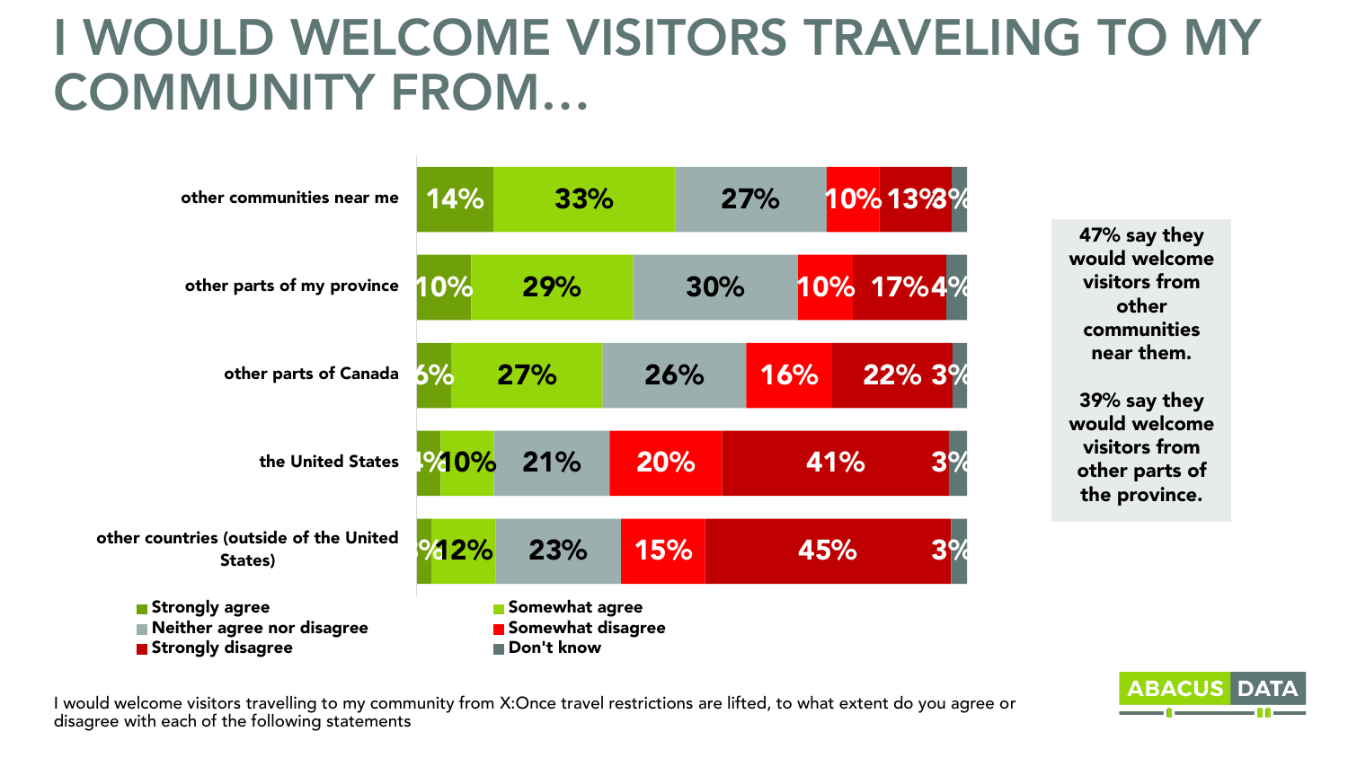# I WOULD WELCOME VISITORS TRAVELING TO MY COMMUNITY FROM…

| | Strongly agree | Somewhat agree | Neither agree nor disagree | Somewhat disagree | Strongly disagree | Don't know |
|---|---|---|---|---|---|---|
| other communities near me | 14% | 33% | 27% | 10% | 13% | 3% |
| other parts of my province | 10% | 29% | 30% | 10% | 17% | 4% |
| other parts of Canada | 6% | 27% | 26% | 16% | 22% | 3% |
| the United States | 4% | 10% | 21% | 20% | 41% | 3% |
| other countries (outside of the United States) | 3% | 12% | 23% | 15% | 45% | 3% |

47% say they would welcome visitors from other communities near them.

39% say they would welcome visitors from other parts of the province.

I would welcome visitors travelling to my community from X:Once travel restrictions are lifted, to what extent do you agree or disagree with each of the following statements

ABACUS DATA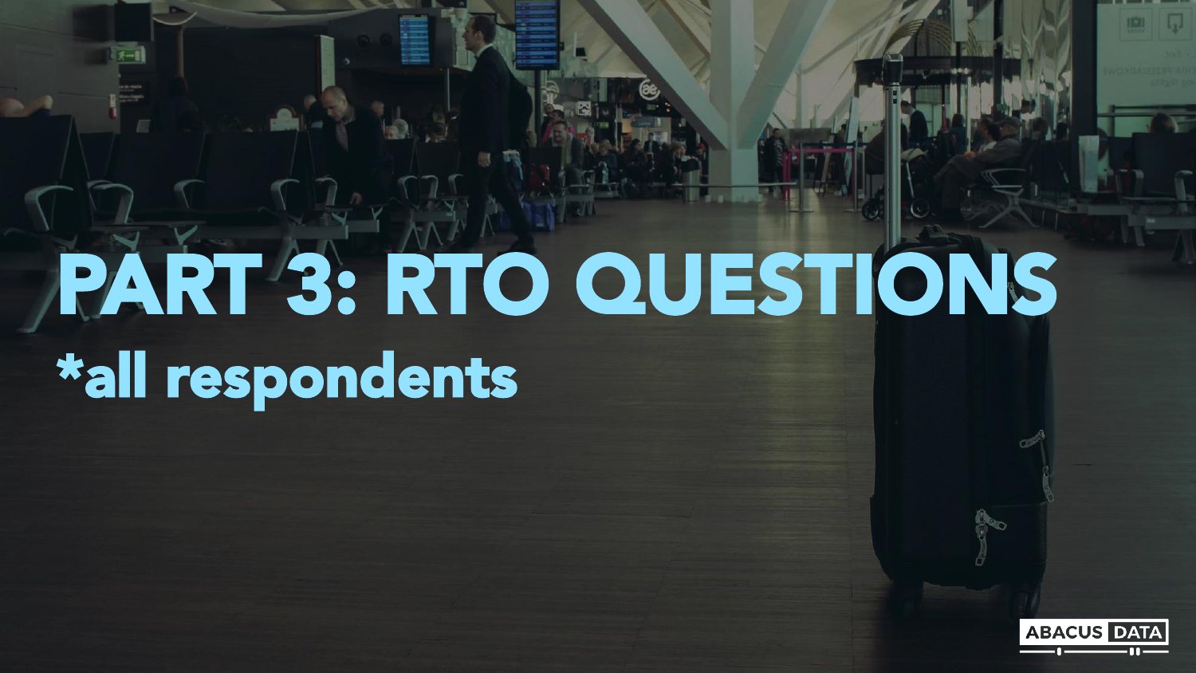# PART 3: RTO QUESTIONS

*all respondents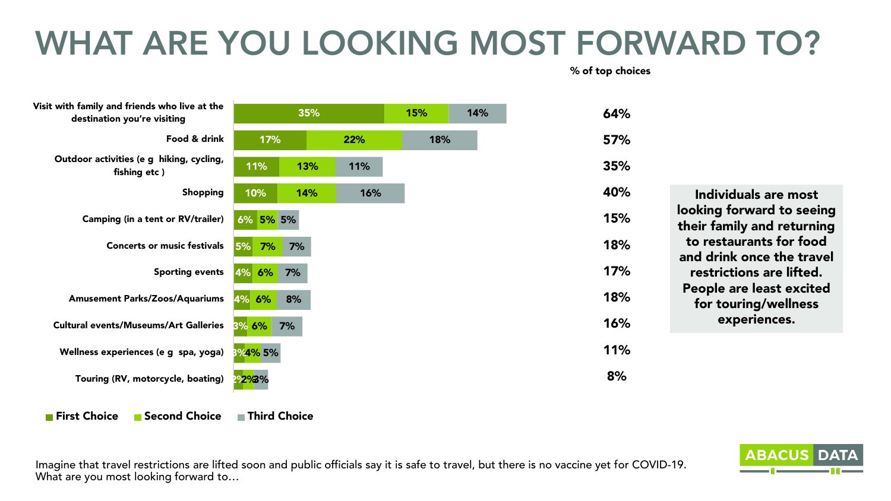# WHAT ARE YOU LOOKING MOST FORWARD TO?

| | First Choice | Second Choice | Third Choice | % of top choices |
|---|---|---|---|---|
| Visit with family and friends who live at the destination you're visiting | 35% | 15% | 14% | 64% |
| Food & drink | 17% | 22% | 18% | 57% |
| Outdoor activities (e g hiking, cycling, fishing etc ) | 11% | 13% | 11% | 35% |
| Shopping | 10% | 14% | 16% | 40% |
| Camping (in a tent or RV/trailer) | 6% | 5% | 5% | 15% |
| Concerts or music festivals | 5% | 7% | 7% | 18% |
| Sporting events | 4% | 6% | 7% | 17% |
| Amusement Parks/Zoos/Aquariums | 4% | 6% | 8% | 18% |
| Cultural events/Museums/Art Galleries | 3% | 6% | 7% | 16% |
| Wellness experiences (e g spa, yoga) | 3% | 4% | 5% | 11% |
| Touring (RV, motorcycle, boating) | 2% | 2% | 3% | 8% |

**Individuals are most looking forward to seeing their family and returning to restaurants for food and drink once the travel restrictions are lifted. People are least excited for touring/wellness experiences.**

Imagine that travel restrictions are lifted soon and public officials say it is safe to travel, but there is no vaccine yet for COVID-19. What are you most looking forward to…

ABACUS DATA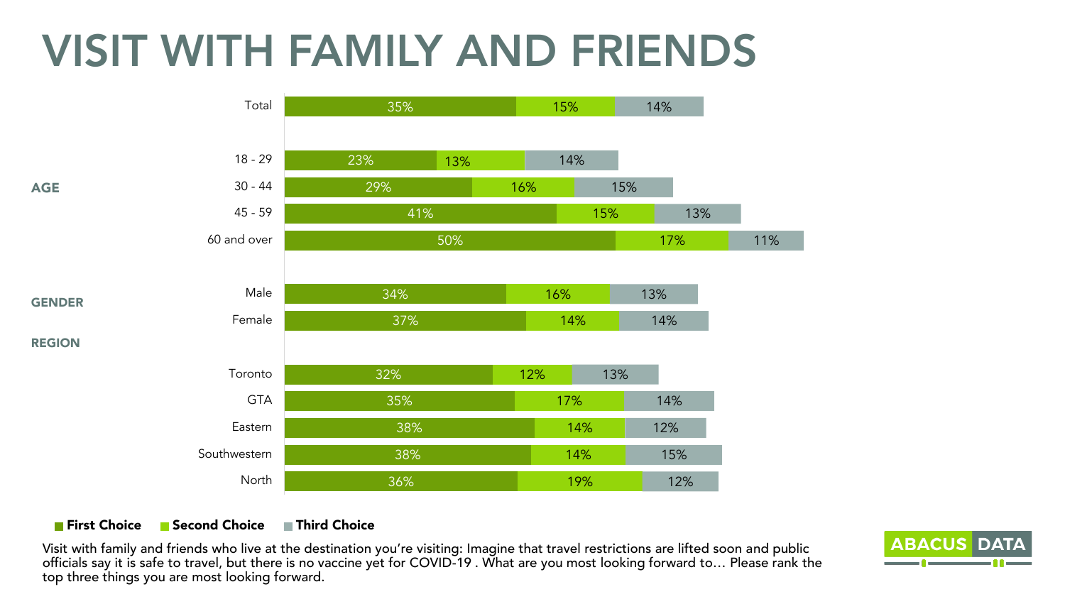# VISIT WITH FAMILY AND FRIENDS

| Group | | First Choice | Second Choice | Third Choice |
|---|---|---|---|---|
| | Total | 35% | 15% | 14% |
| AGE | 18 - 29 | 23% | 13% | 14% |
| | 30 - 44 | 29% | 16% | 15% |
| | 45 - 59 | 41% | 15% | 13% |
| | 60 and over | 50% | 17% | 11% |
| GENDER | Male | 34% | 16% | 13% |
| | Female | 37% | 14% | 14% |
| REGION | Toronto | 32% | 12% | 13% |
| | GTA | 35% | 17% | 14% |
| | Eastern | 38% | 14% | 12% |
| | Southwestern | 38% | 14% | 15% |
| | North | 36% | 19% | 12% |

Visit with family and friends who live at the destination you're visiting: Imagine that travel restrictions are lifted soon and public officials say it is safe to travel, but there is no vaccine yet for COVID-19 . What are you most looking forward to… Please rank the top three things you are most looking forward.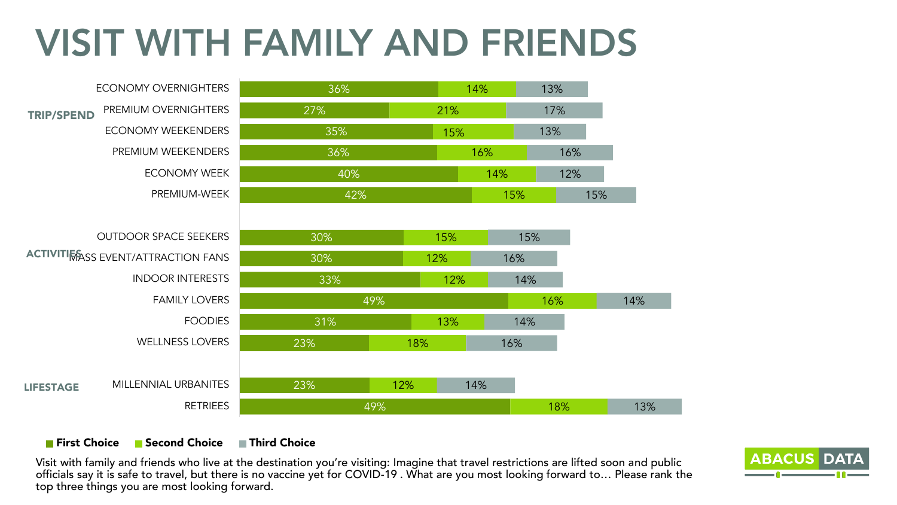# VISIT WITH FAMILY AND FRIENDS

| Category | Segment | First Choice | Second Choice | Third Choice |
|---|---|---|---|---|
| TRIP/SPEND | ECONOMY OVERNIGHTERS | 36% | 14% | 13% |
| | PREMIUM OVERNIGHTERS | 27% | 21% | 17% |
| | ECONOMY WEEKENDERS | 35% | 15% | 13% |
| | PREMIUM WEEKENDERS | 36% | 16% | 16% |
| | ECONOMY WEEK | 40% | 14% | 12% |
| | PREMIUM-WEEK | 42% | 15% | 15% |
| ACTIVITIES | OUTDOOR SPACE SEEKERS | 30% | 15% | 15% |
| | MASS EVENT/ATTRACTION FANS | 30% | 12% | 16% |
| | INDOOR INTERESTS | 33% | 12% | 14% |
| | FAMILY LOVERS | 49% | 16% | 14% |
| | FOODIES | 31% | 13% | 14% |
| | WELLNESS LOVERS | 23% | 18% | 16% |
| LIFESTAGE | MILLENNIAL URBANITES | 23% | 12% | 14% |
| | RETIREES | 49% | 18% | 13% |

Visit with family and friends who live at the destination you're visiting: Imagine that travel restrictions are lifted soon and public officials say it is safe to travel, but there is no vaccine yet for COVID-19 . What are you most looking forward to… Please rank the top three things you are most looking forward.

ABACUS DATA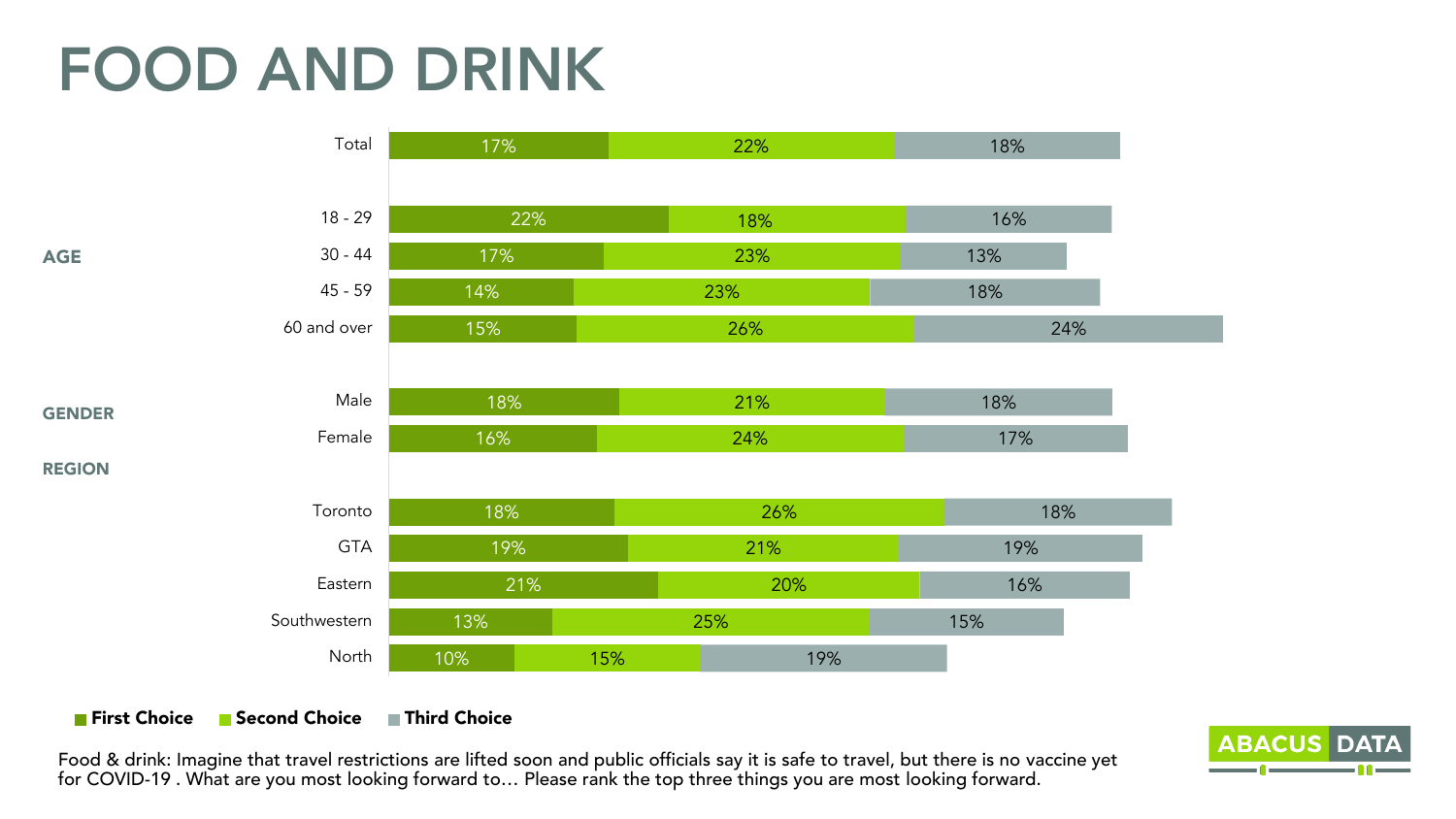# FOOD AND DRINK

| | | First Choice | Second Choice | Third Choice |
|---|---|---|---|---|
| | Total | 17% | 22% | 18% |
| AGE | 18 - 29 | 22% | 18% | 16% |
| | 30 - 44 | 17% | 23% | 13% |
| | 45 - 59 | 14% | 23% | 18% |
| | 60 and over | 15% | 26% | 24% |
| GENDER | Male | 18% | 21% | 18% |
| | Female | 16% | 24% | 17% |
| REGION | Toronto | 18% | 26% | 18% |
| | GTA | 19% | 21% | 19% |
| | Eastern | 21% | 20% | 16% |
| | Southwestern | 13% | 25% | 15% |
| | North | 10% | 15% | 19% |

Food & drink: Imagine that travel restrictions are lifted soon and public officials say it is safe to travel, but there is no vaccine yet for COVID-19 . What are you most looking forward to… Please rank the top three things you are most looking forward.

ABACUS DATA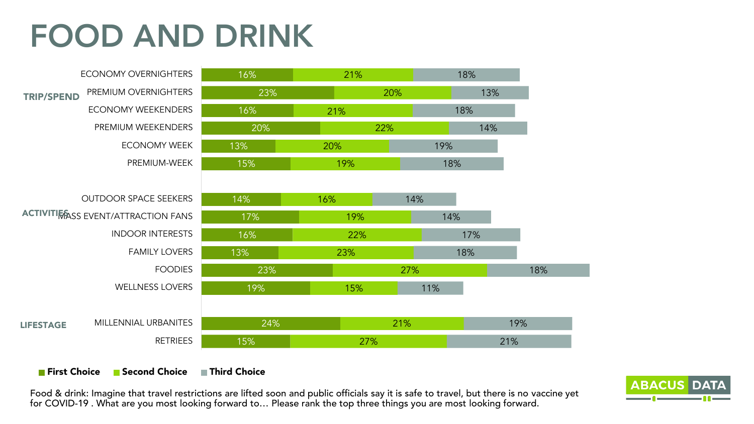# FOOD AND DRINK

| Group | Segment | First Choice | Second Choice | Third Choice |
|---|---|---|---|---|
| TRIP/SPEND | ECONOMY OVERNIGHTERS | 16% | 21% | 18% |
| | PREMIUM OVERNIGHTERS | 23% | 20% | 13% |
| | ECONOMY WEEKENDERS | 16% | 21% | 18% |
| | PREMIUM WEEKENDERS | 20% | 22% | 14% |
| | ECONOMY WEEK | 13% | 20% | 19% |
| | PREMIUM-WEEK | 15% | 19% | 18% |
| ACTIVITIES | OUTDOOR SPACE SEEKERS | 14% | 16% | 14% |
| | MASS EVENT/ATTRACTION FANS | 17% | 19% | 14% |
| | INDOOR INTERESTS | 16% | 22% | 17% |
| | FAMILY LOVERS | 13% | 23% | 18% |
| | FOODIES | 23% | 27% | 18% |
| | WELLNESS LOVERS | 19% | 15% | 11% |
| LIFESTAGE | MILLENNIAL URBANITES | 24% | 21% | 19% |
| | RETRIEES | 15% | 27% | 21% |

Food & drink: Imagine that travel restrictions are lifted soon and public officials say it is safe to travel, but there is no vaccine yet for COVID-19 . What are you most looking forward to… Please rank the top three things you are most looking forward.

ABACUS DATA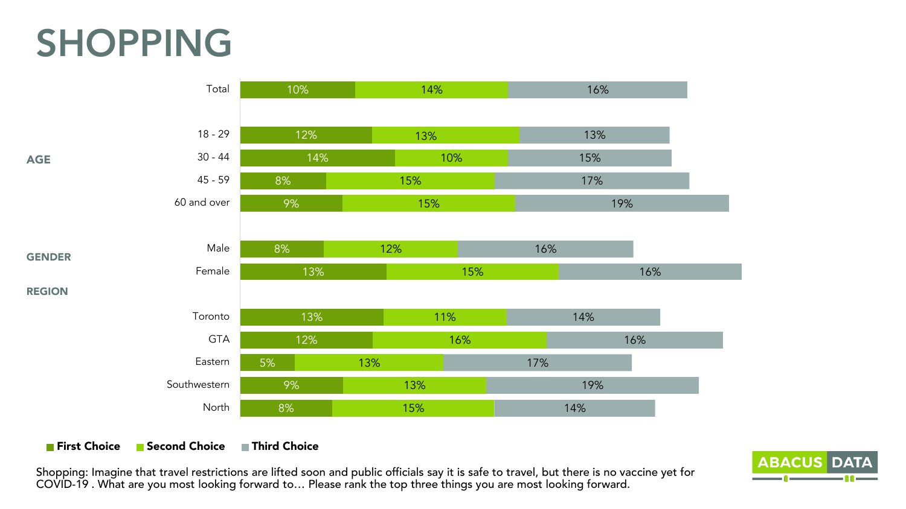# SHOPPING

| | | First Choice | Second Choice | Third Choice |
|---|---|---|---|---|
| | Total | 10% | 14% | 16% |
| AGE | 18 - 29 | 12% | 13% | 13% |
| | 30 - 44 | 14% | 10% | 15% |
| | 45 - 59 | 8% | 15% | 17% |
| | 60 and over | 9% | 15% | 19% |
| GENDER | Male | 8% | 12% | 16% |
| | Female | 13% | 15% | 16% |
| REGION | Toronto | 13% | 11% | 14% |
| | GTA | 12% | 16% | 16% |
| | Eastern | 5% | 13% | 17% |
| | Southwestern | 9% | 13% | 19% |
| | North | 8% | 15% | 14% |

**First Choice** **Second Choice** **Third Choice**

Shopping: Imagine that travel restrictions are lifted soon and public officials say it is safe to travel, but there is no vaccine yet for COVID-19 . What are you most looking forward to… Please rank the top three things you are most looking forward.

ABACUS DATA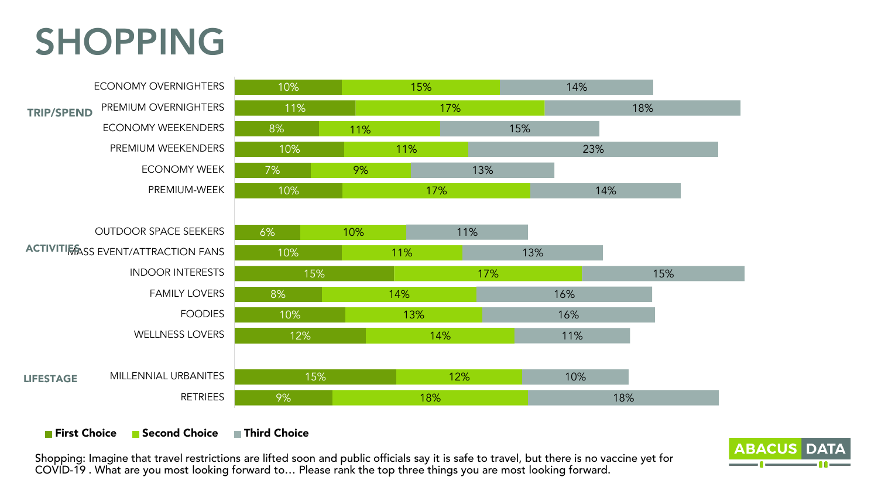# SHOPPING

TRIP/SPEND

ECONOMY OVERNIGHTERS 10% 15% 14%

PREMIUM OVERNIGHTERS 11% 17% 18%

ECONOMY WEEKENDERS 8% 11% 15%

PREMIUM WEEKENDERS 10% 11% 23%

ECONOMY WEEK 7% 9% 13%

PREMIUM-WEEK 10% 17% 14%

ACTIVITIES

OUTDOOR SPACE SEEKERS 6% 10% 11%

MASS EVENT/ATTRACTION FANS 10% 11% 13%

INDOOR INTERESTS 15% 17% 15%

FAMILY LOVERS 8% 14% 16%

FOODIES 10% 13% 16%

WELLNESS LOVERS 12% 14% 11%

LIFESTAGE

MILLENNIAL URBANITES 15% 12% 10%

RETIREES 9% 18% 18%

**First Choice** **Second Choice** **Third Choice**

Shopping: Imagine that travel restrictions are lifted soon and public officials say it is safe to travel, but there is no vaccine yet for COVID-19 . What are you most looking forward to… Please rank the top three things you are most looking forward.

ABACUS DATA